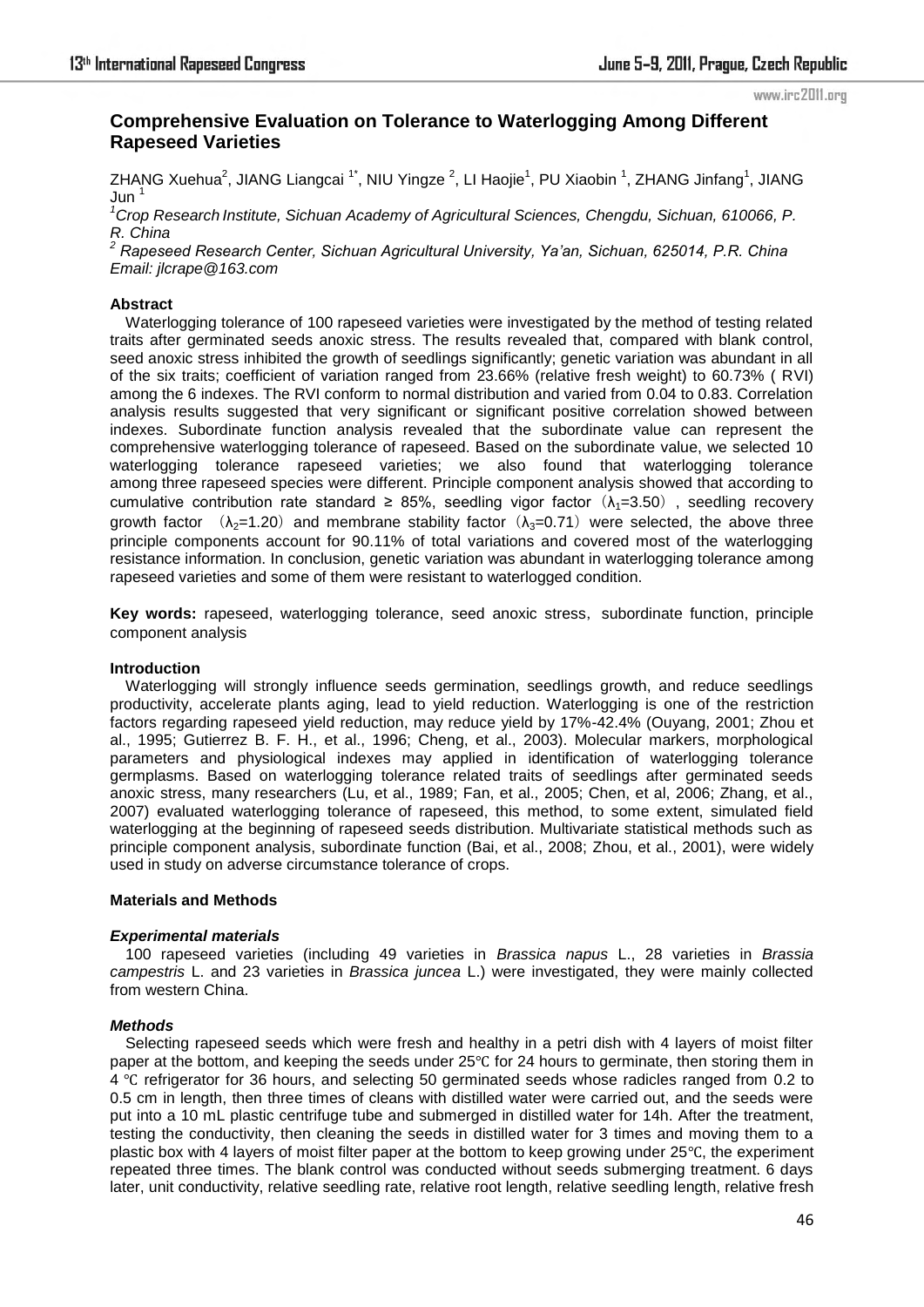# Comprehensive Evaluation on Tolerance to Waterlogging Among Different Rapeseed Varieties

ZHANG Xuehua[2], JIANG Liangcai [1*], NIU Yingze [2], LI Haojie[1], PU Xiaobin [1], ZHANG Jinfang[1], JIANG Jun [1]

[1]*Crop Research Institute, Sichuan Academy of Agricultural Sciences, Chengdu, Sichuan, 610066, P. R. China*

[2] *Rapeseed Research Center, Sichuan Agricultural University, Ya'an, Sichuan, 625014, P.R. China*

*Email: jlcrape@163.com*

**Abstract**

Waterlogging tolerance of 100 rapeseed varieties were investigated by the method of testing related traits after germinated seeds anoxic stress. The results revealed that, compared with blank control, seed anoxic stress inhibited the growth of seedlings significantly; genetic variation was abundant in all of the six traits; coefficient of variation ranged from 23.66% (relative fresh weight) to 60.73% ( RVI) among the 6 indexes. The RVI conform to normal distribution and varied from 0.04 to 0.83. Correlation analysis results suggested that very significant or significant positive correlation showed between indexes. Subordinate function analysis revealed that the subordinate value can represent the comprehensive waterlogging tolerance of rapeseed. Based on the subordinate value, we selected 10 waterlogging tolerance rapeseed varieties; we also found that waterlogging tolerance among three rapeseed species were different. Principle component analysis showed that according to cumulative contribution rate standard ≥ 85%, seedling vigor factor（$\lambda_1$=3.50）, seedling recovery growth factor （$\lambda_2$=1.20）and membrane stability factor（$\lambda_3$=0.71）were selected, the above three principle components account for 90.11% of total variations and covered most of the waterlogging resistance information. In conclusion, genetic variation was abundant in waterlogging tolerance among rapeseed varieties and some of them were resistant to waterlogged condition.

**Key words:** rapeseed, waterlogging tolerance, seed anoxic stress, subordinate function, principle component analysis

**Introduction**

Waterlogging will strongly influence seeds germination, seedlings growth, and reduce seedlings productivity, accelerate plants aging, lead to yield reduction. Waterlogging is one of the restriction factors regarding rapeseed yield reduction, may reduce yield by 17%-42.4% (Ouyang, 2001; Zhou et al., 1995; Gutierrez B. F. H., et al., 1996; Cheng, et al., 2003). Molecular markers, morphological parameters and physiological indexes may applied in identification of waterlogging tolerance germplasms. Based on waterlogging tolerance related traits of seedlings after germinated seeds anoxic stress, many researchers (Lu, et al., 1989; Fan, et al., 2005; Chen, et al, 2006; Zhang, et al., 2007) evaluated waterlogging tolerance of rapeseed, this method, to some extent, simulated field waterlogging at the beginning of rapeseed seeds distribution. Multivariate statistical methods such as principle component analysis, subordinate function (Bai, et al., 2008; Zhou, et al., 2001), were widely used in study on adverse circumstance tolerance of crops.

**Materials and Methods**

***Experimental materials***

100 rapeseed varieties (including 49 varieties in *Brassica napus* L., 28 varieties in *Brassia campestris* L. and 23 varieties in *Brassica juncea* L.) were investigated, they were mainly collected from western China.

***Methods***

Selecting rapeseed seeds which were fresh and healthy in a petri dish with 4 layers of moist filter paper at the bottom, and keeping the seeds under 25℃ for 24 hours to germinate, then storing them in 4 ℃ refrigerator for 36 hours, and selecting 50 germinated seeds whose radicles ranged from 0.2 to 0.5 cm in length, then three times of cleans with distilled water were carried out, and the seeds were put into a 10 mL plastic centrifuge tube and submerged in distilled water for 14h. After the treatment, testing the conductivity, then cleaning the seeds in distilled water for 3 times and moving them to a plastic box with 4 layers of moist filter paper at the bottom to keep growing under 25℃, the experiment repeated three times. The blank control was conducted without seeds submerging treatment. 6 days later, unit conductivity, relative seedling rate, relative root length, relative seedling length, relative fresh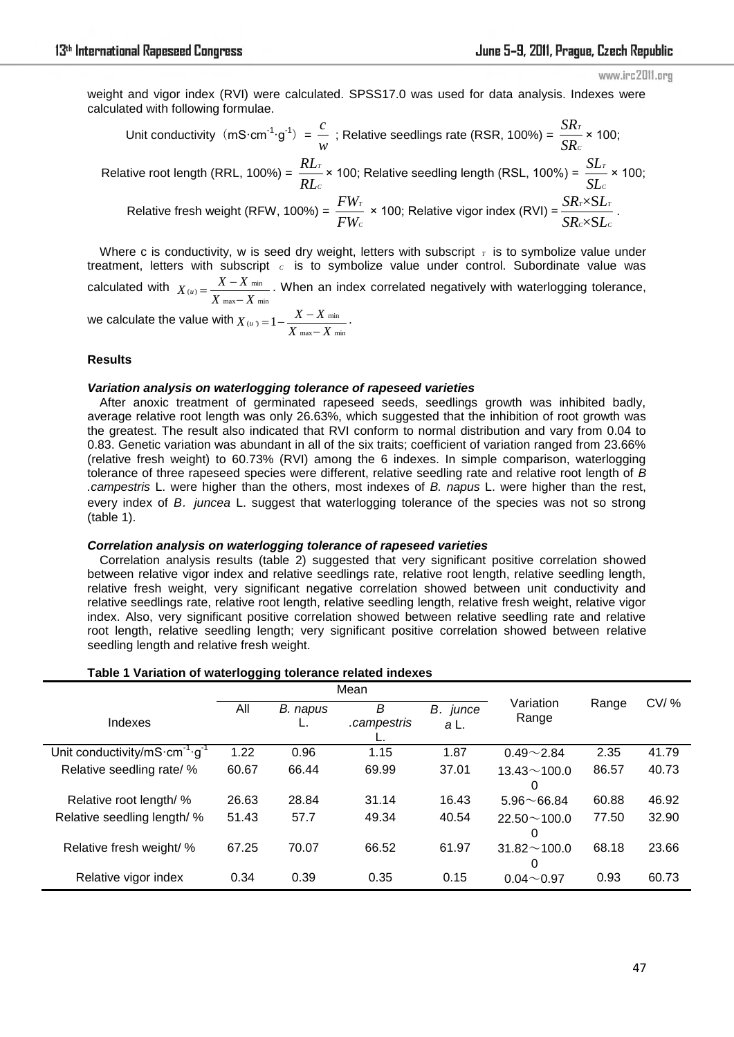weight and vigor index (RVI) were calculated. SPSS17.0 was used for data analysis. Indexes were calculated with following formulae.

Unit conductivity（mS·cm$^{-1}$·g$^{-1}$） = $\frac{c}{w}$ ; Relative seedlings rate (RSR, 100%) = $\frac{SR_T}{SR_C}$ × 100;

Relative root length (RRL, 100%) = $\frac{RL_T}{RL_C}$ × 100; Relative seedling length (RSL, 100%) = $\frac{SL_T}{SL_C}$ × 100;

Relative fresh weight (RFW, 100%) = $\frac{FW_T}{FW_C}$ × 100; Relative vigor index (RVI) = $\frac{SR_T \times SL_T}{SR_C \times SL_C}$ .

Where c is conductivity, w is seed dry weight, letters with subscript $_T$ is to symbolize value under treatment, letters with subscript $_C$ is to symbolize value under control. Subordinate value was calculated with $X_{(u)} = \frac{X - X_{\min}}{X_{\max} - X_{\min}}$ . When an index correlated negatively with waterlogging tolerance, we calculate the value with $X_{(u')} = 1 - \frac{X - X_{\min}}{X_{\max} - X_{\min}}$ .

### Results

#### *Variation analysis on waterlogging tolerance of rapeseed varieties*

After anoxic treatment of germinated rapeseed seeds, seedlings growth was inhibited badly, average relative root length was only 26.63%, which suggested that the inhibition of root growth was the greatest. The result also indicated that RVI conform to normal distribution and vary from 0.04 to 0.83. Genetic variation was abundant in all of the six traits; coefficient of variation ranged from 23.66% (relative fresh weight) to 60.73% (RVI) among the 6 indexes. In simple comparison, waterlogging tolerance of three rapeseed species were different, relative seedling rate and relative root length of *B .campestris* L. were higher than the others, most indexes of *B. napus* L. were higher than the rest, every index of *B. juncea* L. suggest that waterlogging tolerance of the species was not so strong (table 1).

#### *Correlation analysis on waterlogging tolerance of rapeseed varieties*

Correlation analysis results (table 2) suggested that very significant positive correlation showed between relative vigor index and relative seedlings rate, relative root length, relative seedling length, relative fresh weight, very significant negative correlation showed between unit conductivity and relative seedlings rate, relative root length, relative seedling length, relative fresh weight, relative vigor index. Also, very significant positive correlation showed between relative seedling rate and relative root length, relative seedling length; very significant positive correlation showed between relative seedling length and relative fresh weight.

**Table 1 Variation of waterlogging tolerance related indexes**

| Indexes | Mean | | | | Variation Range | Range | CV/ % |
|---|---|---|---|---|---|---|---|
| | All | *B. napus* L. | *B .campestris* L. | *B. juncea* L. | | | |
| Unit conductivity/mS·cm$^{-1}$·g$^{-1}$ | 1.22 | 0.96 | 1.15 | 1.87 | 0.49～2.84 | 2.35 | 41.79 |
| Relative seedling rate/ % | 60.67 | 66.44 | 69.99 | 37.01 | 13.43～100.00 | 86.57 | 40.73 |
| Relative root length/ % | 26.63 | 28.84 | 31.14 | 16.43 | 5.96～66.84 | 60.88 | 46.92 |
| Relative seedling length/ % | 51.43 | 57.7 | 49.34 | 40.54 | 22.50～100.00 | 77.50 | 32.90 |
| Relative fresh weight/ % | 67.25 | 70.07 | 66.52 | 61.97 | 31.82～100.00 | 68.18 | 23.66 |
| Relative vigor index | 0.34 | 0.39 | 0.35 | 0.15 | 0.04～0.97 | 0.93 | 60.73 |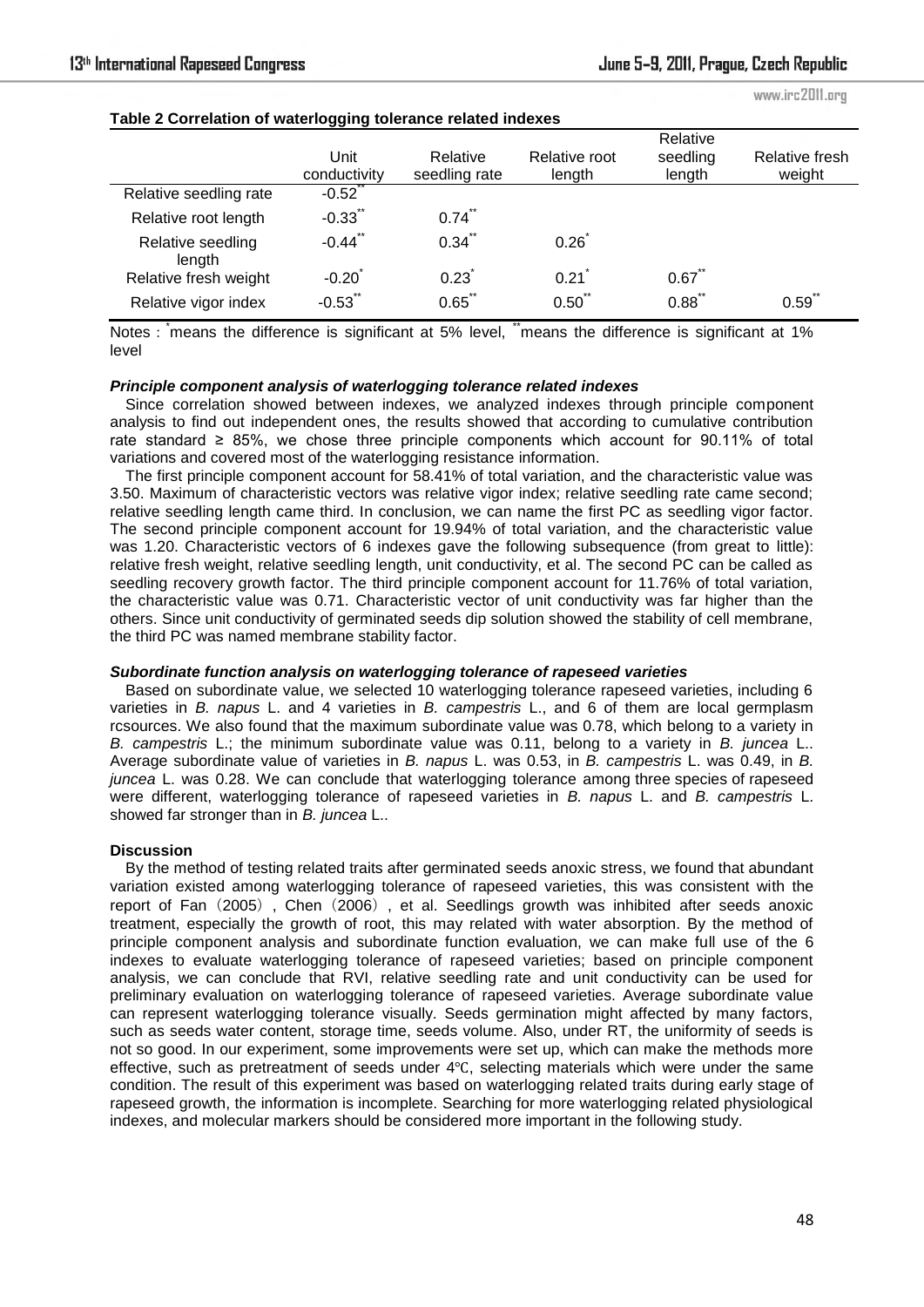**Table 2 Correlation of waterlogging tolerance related indexes**

| | Unit conductivity | Relative seedling rate | Relative root length | Relative seedling length | Relative fresh weight |
|---|---|---|---|---|---|
| Relative seedling rate | -0.52** | | | | |
| Relative root length | -0.33** | 0.74** | | | |
| Relative seedling length | -0.44** | 0.34** | 0.26* | | |
| Relative fresh weight | -0.20* | 0.23* | 0.21* | 0.67** | |
| Relative vigor index | -0.53** | 0.65** | 0.50** | 0.88** | 0.59** |

Notes : *means the difference is significant at 5% level, **means the difference is significant at 1% level

***Principle component analysis of waterlogging tolerance related indexes***

Since correlation showed between indexes, we analyzed indexes through principle component analysis to find out independent ones, the results showed that according to cumulative contribution rate standard ≥ 85%, we chose three principle components which account for 90.11% of total variations and covered most of the waterlogging resistance information.

The first principle component account for 58.41% of total variation, and the characteristic value was 3.50. Maximum of characteristic vectors was relative vigor index; relative seedling rate came second; relative seedling length came third. In conclusion, we can name the first PC as seedling vigor factor. The second principle component account for 19.94% of total variation, and the characteristic value was 1.20. Characteristic vectors of 6 indexes gave the following subsequence (from great to little): relative fresh weight, relative seedling length, unit conductivity, et al. The second PC can be called as seedling recovery growth factor. The third principle component account for 11.76% of total variation, the characteristic value was 0.71. Characteristic vector of unit conductivity was far higher than the others. Since unit conductivity of germinated seeds dip solution showed the stability of cell membrane, the third PC was named membrane stability factor.

***Subordinate function analysis on waterlogging tolerance of rapeseed varieties***

Based on subordinate value, we selected 10 waterlogging tolerance rapeseed varieties, including 6 varieties in *B. napus* L. and 4 varieties in *B. campestris* L., and 6 of them are local germplasm rcsources. We also found that the maximum subordinate value was 0.78, which belong to a variety in *B. campestris* L.; the minimum subordinate value was 0.11, belong to a variety in *B. juncea* L.. Average subordinate value of varieties in *B. napus* L. was 0.53, in *B. campestris* L. was 0.49, in *B. juncea* L. was 0.28. We can conclude that waterlogging tolerance among three species of rapeseed were different, waterlogging tolerance of rapeseed varieties in *B. napus* L. and *B. campestris* L. showed far stronger than in *B. juncea* L..

**Discussion**

By the method of testing related traits after germinated seeds anoxic stress, we found that abundant variation existed among waterlogging tolerance of rapeseed varieties, this was consistent with the report of Fan（2005）, Chen（2006）, et al. Seedlings growth was inhibited after seeds anoxic treatment, especially the growth of root, this may related with water absorption. By the method of principle component analysis and subordinate function evaluation, we can make full use of the 6 indexes to evaluate waterlogging tolerance of rapeseed varieties; based on principle component analysis, we can conclude that RVI, relative seedling rate and unit conductivity can be used for preliminary evaluation on waterlogging tolerance of rapeseed varieties. Average subordinate value can represent waterlogging tolerance visually. Seeds germination might affected by many factors, such as seeds water content, storage time, seeds volume. Also, under RT, the uniformity of seeds is not so good. In our experiment, some improvements were set up, which can make the methods more effective, such as pretreatment of seeds under 4℃, selecting materials which were under the same condition. The result of this experiment was based on waterlogging related traits during early stage of rapeseed growth, the information is incomplete. Searching for more waterlogging related physiological indexes, and molecular markers should be considered more important in the following study.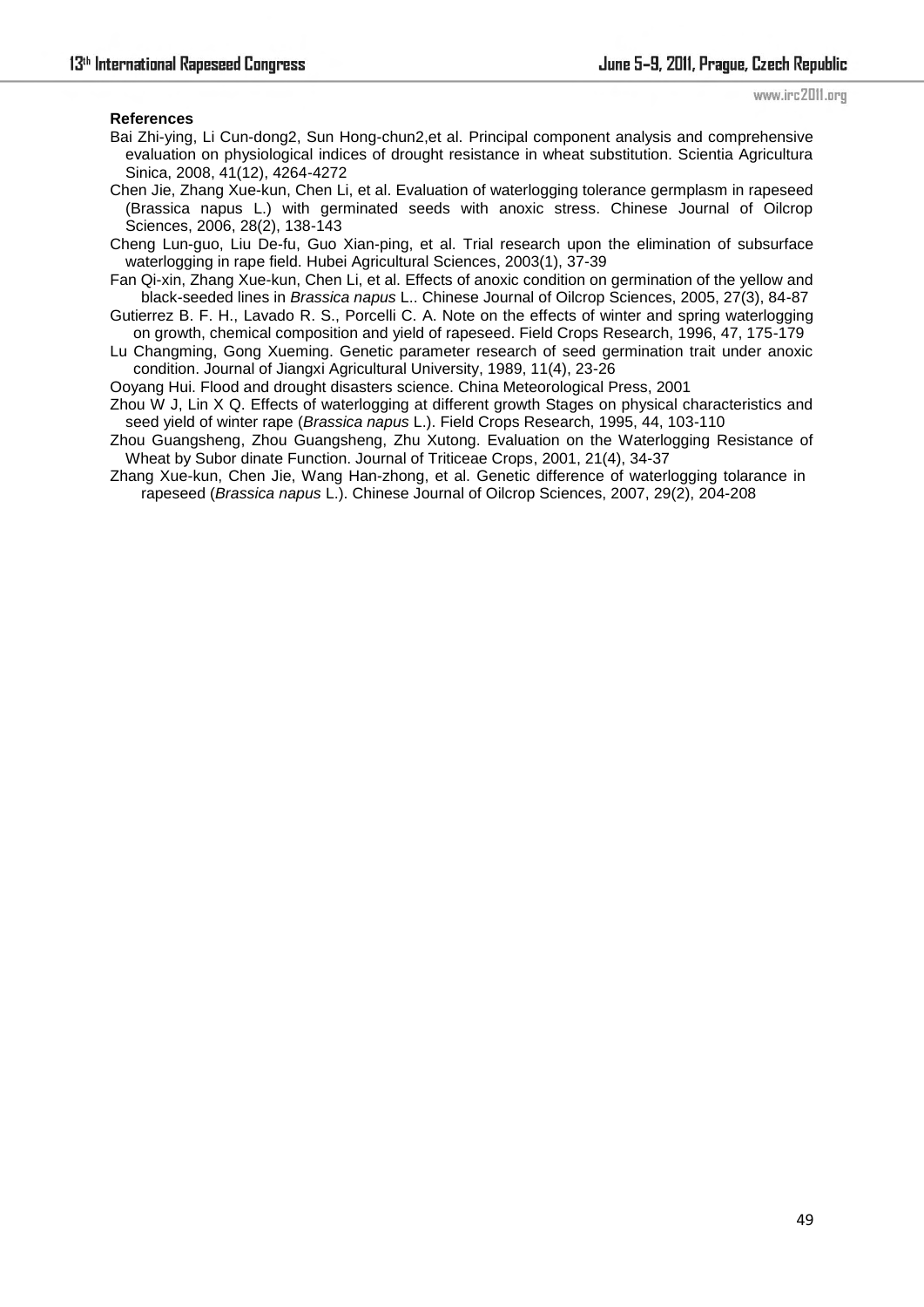**References**

Bai Zhi-ying, Li Cun-dong2, Sun Hong-chun2,et al. Principal component analysis and comprehensive evaluation on physiological indices of drought resistance in wheat substitution. Scientia Agricultura Sinica, 2008, 41(12), 4264-4272

Chen Jie, Zhang Xue-kun, Chen Li, et al. Evaluation of waterlogging tolerance germplasm in rapeseed (Brassica napus L.) with germinated seeds with anoxic stress. Chinese Journal of Oilcrop Sciences, 2006, 28(2), 138-143

Cheng Lun-guo, Liu De-fu, Guo Xian-ping, et al. Trial research upon the elimination of subsurface waterlogging in rape field. Hubei Agricultural Sciences, 2003(1), 37-39

Fan Qi-xin, Zhang Xue-kun, Chen Li, et al. Effects of anoxic condition on germination of the yellow and black-seeded lines in *Brassica napus* L.. Chinese Journal of Oilcrop Sciences, 2005, 27(3), 84-87

Gutierrez B. F. H., Lavado R. S., Porcelli C. A. Note on the effects of winter and spring waterlogging on growth, chemical composition and yield of rapeseed. Field Crops Research, 1996, 47, 175-179

Lu Changming, Gong Xueming. Genetic parameter research of seed germination trait under anoxic condition. Journal of Jiangxi Agricultural University, 1989, 11(4), 23-26

Ooyang Hui. Flood and drought disasters science. China Meteorological Press, 2001

Zhou W J, Lin X Q. Effects of waterlogging at different growth Stages on physical characteristics and seed yield of winter rape (*Brassica napus* L.). Field Crops Research, 1995, 44, 103-110

Zhou Guangsheng, Zhou Guangsheng, Zhu Xutong. Evaluation on the Waterlogging Resistance of Wheat by Subor dinate Function. Journal of Triticeae Crops, 2001, 21(4), 34-37

Zhang Xue-kun, Chen Jie, Wang Han-zhong, et al. Genetic difference of waterlogging tolarance in rapeseed (*Brassica napus* L.). Chinese Journal of Oilcrop Sciences, 2007, 29(2), 204-208